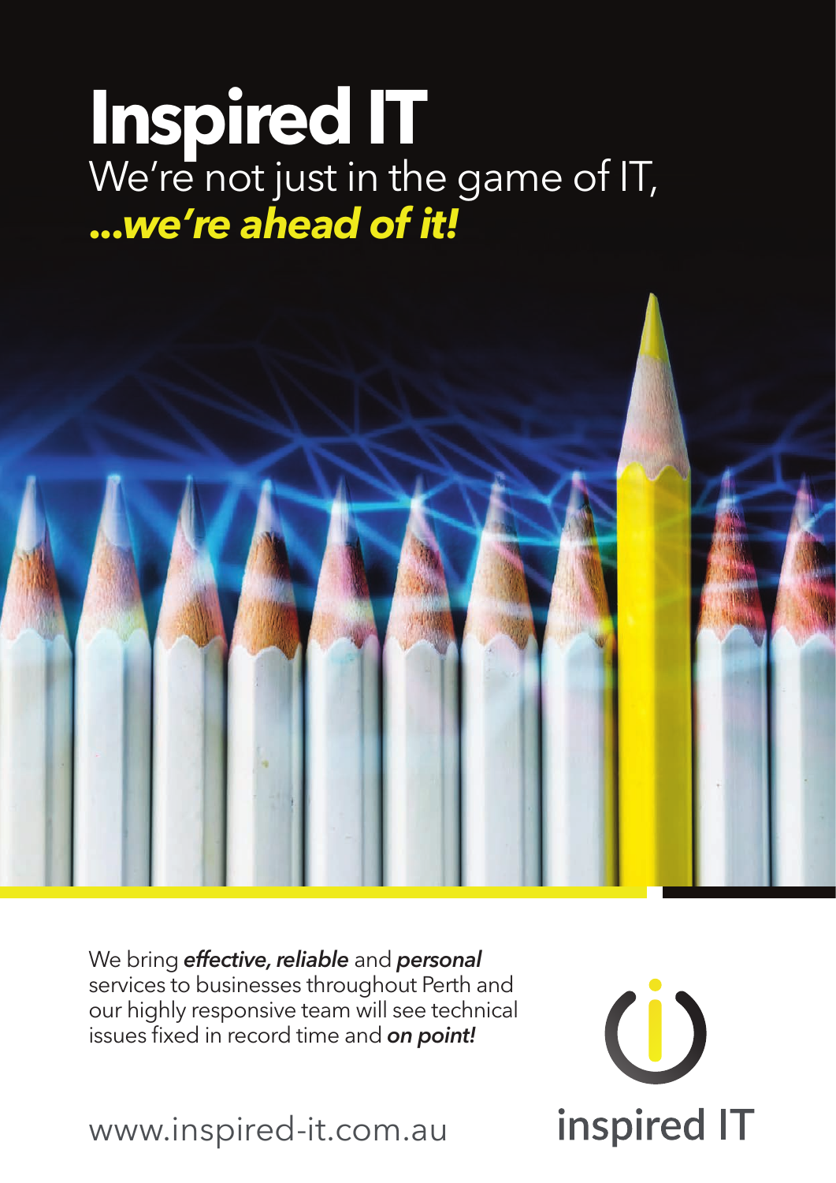# Inspired IT

We're not just in the game of IT,

***...we're ahead of it!***

We bring ***effective, reliable*** and ***personal*** services to businesses throughout Perth and our highly responsive team will see technical issues fixed in record time and ***on point!***

www.inspired-it.com.au

inspired IT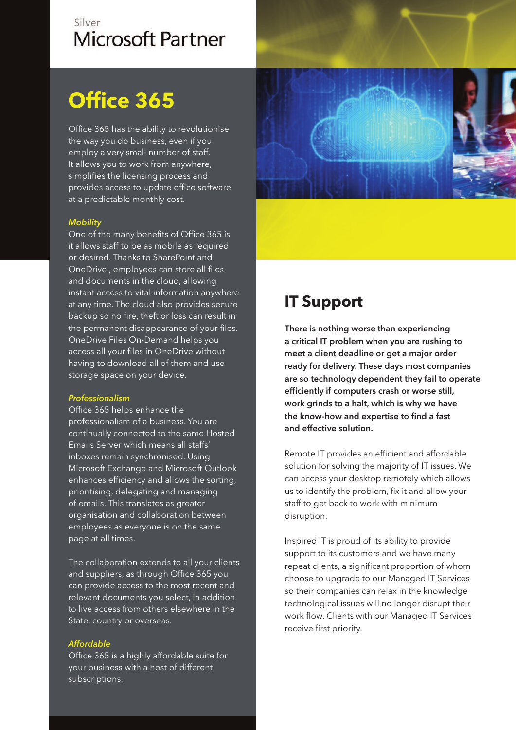Silver

Microsoft Partner

# Office 365

Office 365 has the ability to revolutionise the way you do business, even if you employ a very small number of staff. It allows you to work from anywhere, simplifies the licensing process and provides access to update office software at a predictable monthly cost.

*Mobility*

One of the many benefits of Office 365 is it allows staff to be as mobile as required or desired. Thanks to SharePoint and OneDrive , employees can store all files and documents in the cloud, allowing instant access to vital information anywhere at any time. The cloud also provides secure backup so no fire, theft or loss can result in the permanent disappearance of your files. OneDrive Files On-Demand helps you access all your files in OneDrive without having to download all of them and use storage space on your device.

*Professionalism*

Office 365 helps enhance the professionalism of a business. You are continually connected to the same Hosted Emails Server which means all staffs' inboxes remain synchronised. Using Microsoft Exchange and Microsoft Outlook enhances efficiency and allows the sorting, prioritising, delegating and managing of emails. This translates as greater organisation and collaboration between employees as everyone is on the same page at all times.

The collaboration extends to all your clients and suppliers, as through Office 365 you can provide access to the most recent and relevant documents you select, in addition to live access from others elsewhere in the State, country or overseas.

*Affordable*

Office 365 is a highly affordable suite for your business with a host of different subscriptions.

# IT Support

**There is nothing worse than experiencing a critical IT problem when you are rushing to meet a client deadline or get a major order ready for delivery. These days most companies are so technology dependent they fail to operate efficiently if computers crash or worse still, work grinds to a halt, which is why we have the know-how and expertise to find a fast and effective solution.**

Remote IT provides an efficient and affordable solution for solving the majority of IT issues. We can access your desktop remotely which allows us to identify the problem, fix it and allow your staff to get back to work with minimum disruption.

Inspired IT is proud of its ability to provide support to its customers and we have many repeat clients, a significant proportion of whom choose to upgrade to our Managed IT Services so their companies can relax in the knowledge technological issues will no longer disrupt their work flow. Clients with our Managed IT Services receive first priority.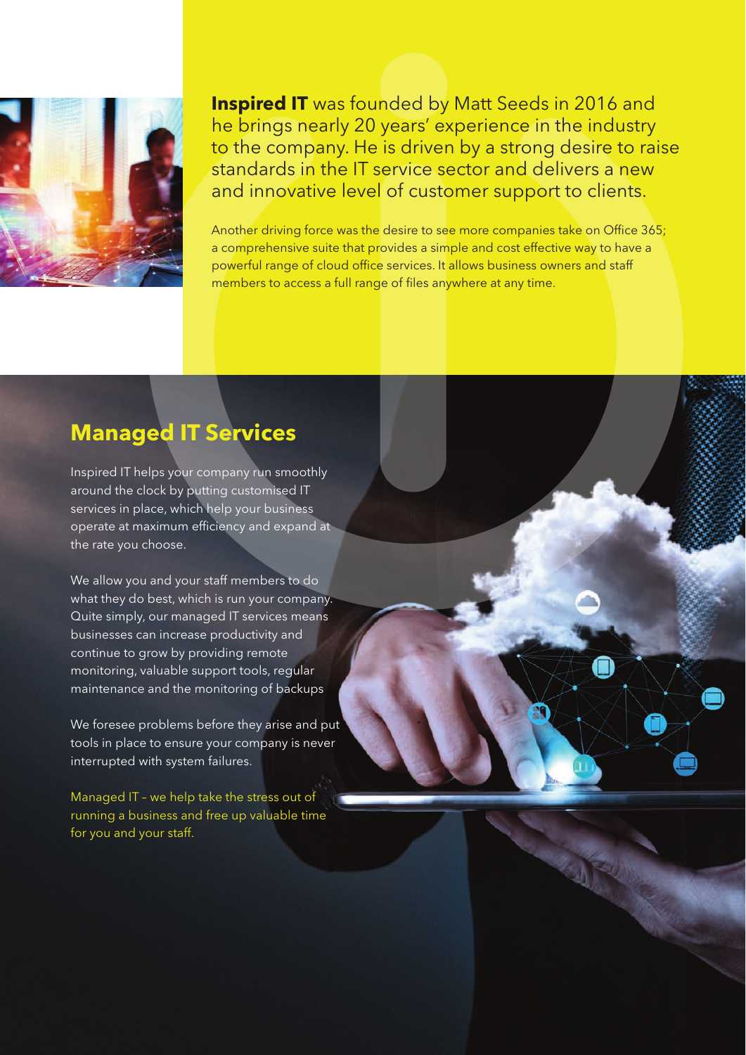**Inspired IT** was founded by Matt Seeds in 2016 and he brings nearly 20 years' experience in the industry to the company. He is driven by a strong desire to raise standards in the IT service sector and delivers a new and innovative level of customer support to clients.

Another driving force was the desire to see more companies take on Office 365; a comprehensive suite that provides a simple and cost effective way to have a powerful range of cloud office services. It allows business owners and staff members to access a full range of files anywhere at any time.

## Managed IT Services

Inspired IT helps your company run smoothly around the clock by putting customised IT services in place, which help your business operate at maximum efficiency and expand at the rate you choose.

We allow you and your staff members to do what they do best, which is run your company. Quite simply, our managed IT services means businesses can increase productivity and continue to grow by providing remote monitoring, valuable support tools, regular maintenance and the monitoring of backups

We foresee problems before they arise and put tools in place to ensure your company is never interrupted with system failures.

Managed IT – we help take the stress out of running a business and free up valuable time for you and your staff.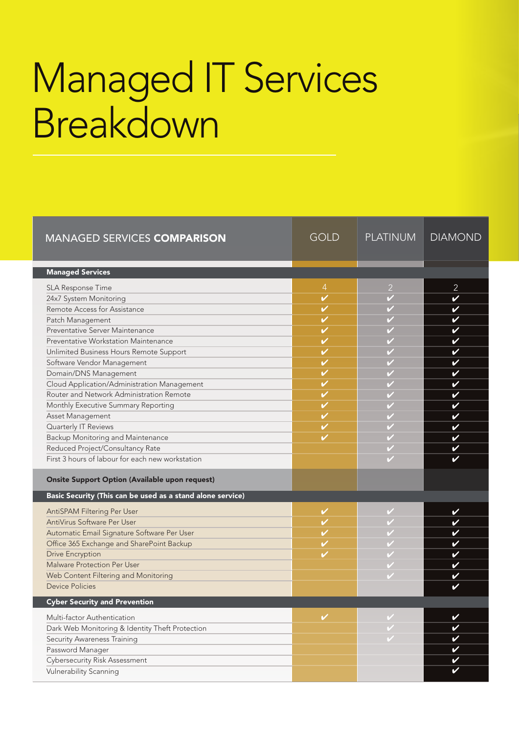# Managed IT Services Breakdown

| MANAGED SERVICES **COMPARISON** | GOLD | PLATINUM | DIAMOND |
|---|---|---|---|
| **Managed Services** | | | |
| SLA Response Time | 4 | 2 | 2 |
| 24x7 System Monitoring | ✔ | ✔ | ✔ |
| Remote Access for Assistance | ✔ | ✔ | ✔ |
| Patch Management | ✔ | ✔ | ✔ |
| Preventative Server Maintenance | ✔ | ✔ | ✔ |
| Preventative Workstation Maintenance | ✔ | ✔ | ✔ |
| Unlimited Business Hours Remote Support | ✔ | ✔ | ✔ |
| Software Vendor Management | ✔ | ✔ | ✔ |
| Domain/DNS Management | ✔ | ✔ | ✔ |
| Cloud Application/Administration Management | ✔ | ✔ | ✔ |
| Router and Network Administration Remote | ✔ | ✔ | ✔ |
| Monthly Executive Summary Reporting | ✔ | ✔ | ✔ |
| Asset Management | ✔ | ✔ | ✔ |
| Quarterly IT Reviews | ✔ | ✔ | ✔ |
| Backup Monitoring and Maintenance | ✔ | ✔ | ✔ |
| Reduced Project/Consultancy Rate | | ✔ | ✔ |
| First 3 hours of labour for each new workstation | | ✔ | ✔ |
| **Onsite Support Option (Available upon request)** | | | |
| **Basic Security (This can be used as a stand alone service)** | | | |
| AntiSPAM Filtering Per User | ✔ | ✔ | ✔ |
| AntiVirus Software Per User | ✔ | ✔ | ✔ |
| Automatic Email Signature Software Per User | ✔ | ✔ | ✔ |
| Office 365 Exchange and SharePoint Backup | ✔ | ✔ | ✔ |
| Drive Encryption | ✔ | ✔ | ✔ |
| Malware Protection Per User | | ✔ | ✔ |
| Web Content Filtering and Monitoring | | ✔ | ✔ |
| Device Policies | | | ✔ |
| **Cyber Security and Prevention** | | | |
| Multi-factor Authentication | ✔ | ✔ | ✔ |
| Dark Web Monitoring & Identity Theft Protection | | ✔ | ✔ |
| Security Awareness Training | | ✔ | ✔ |
| Password Manager | | | ✔ |
| Cybersecurity Risk Assessment | | | ✔ |
| Vulnerability Scanning | | | ✔ |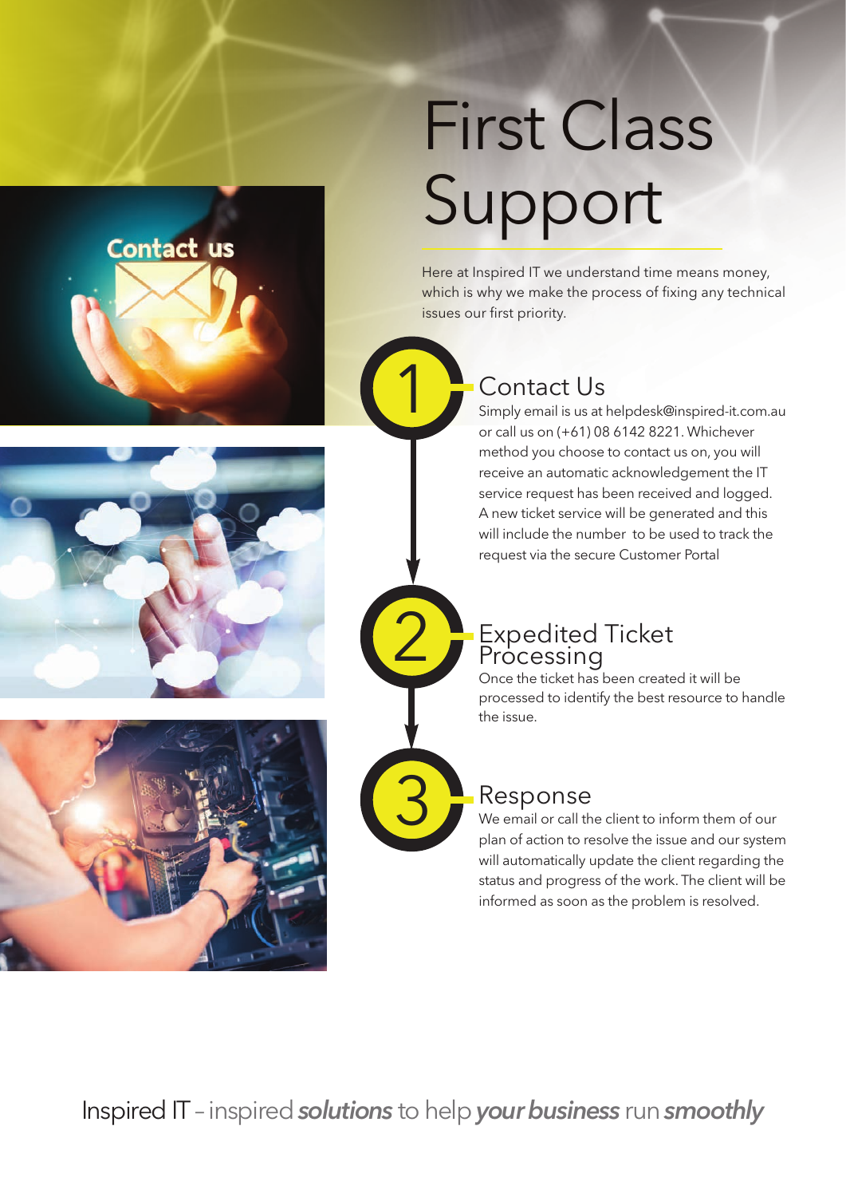# First Class Support

Here at Inspired IT we understand time means money, which is why we make the process of fixing any technical issues our first priority.

## 1 Contact Us

Simply email is us at helpdesk@inspired-it.com.au or call us on (+61) 08 6142 8221. Whichever method you choose to contact us on, you will receive an automatic acknowledgement the IT service request has been received and logged. A new ticket service will be generated and this will include the number to be used to track the request via the secure Customer Portal

## 2 Expedited Ticket Processing

Once the ticket has been created it will be processed to identify the best resource to handle the issue.

## 3 Response

We email or call the client to inform them of our plan of action to resolve the issue and our system will automatically update the client regarding the status and progress of the work. The client will be informed as soon as the problem is resolved.

Inspired IT – inspired ***solutions*** to help ***your business*** run ***smoothly***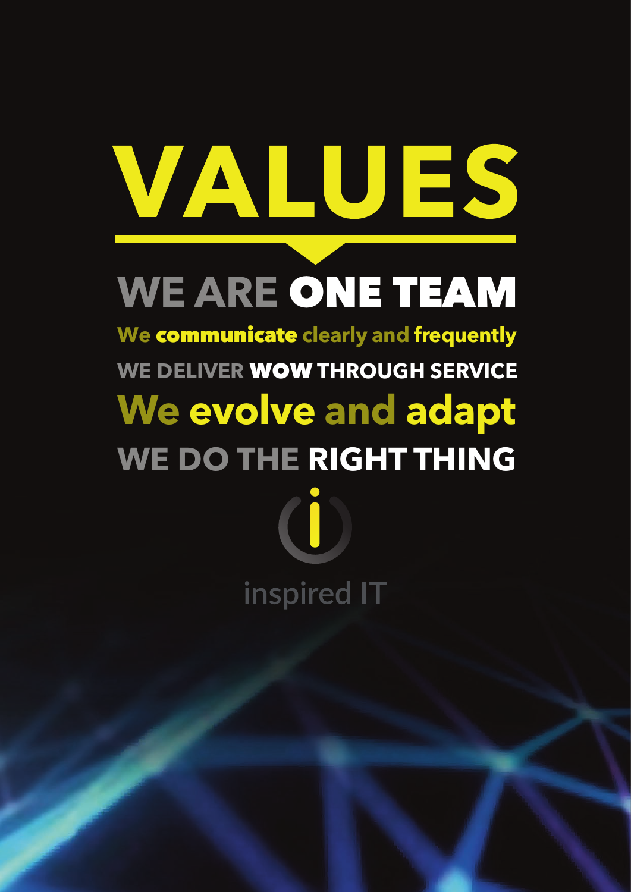# VALUES

## WE ARE ONE TEAM

We **communicate** clearly and **frequently**

WE DELIVER **WOW** THROUGH SERVICE

**We evolve and adapt**

WE DO THE **RIGHT THING**

inspired IT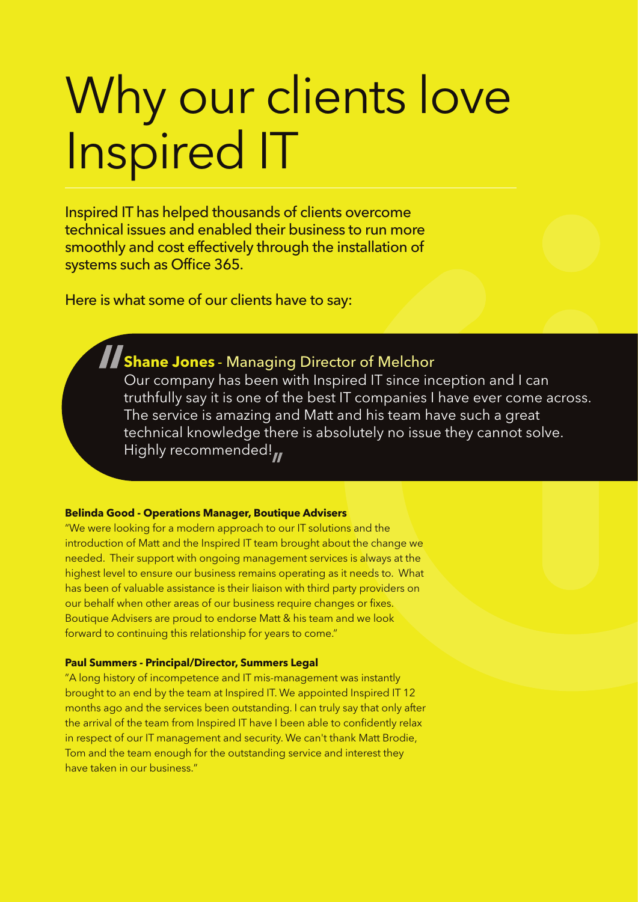# Why our clients love Inspired IT

Inspired IT has helped thousands of clients overcome technical issues and enabled their business to run more smoothly and cost effectively through the installation of systems such as Office 365.

Here is what some of our clients have to say:

> **Shane Jones** - Managing Director of Melchor
>
> Our company has been with Inspired IT since inception and I can truthfully say it is one of the best IT companies I have ever come across. The service is amazing and Matt and his team have such a great technical knowledge there is absolutely no issue they cannot solve. Highly recommended!

**Belinda Good - Operations Manager, Boutique Advisers**

"We were looking for a modern approach to our IT solutions and the introduction of Matt and the Inspired IT team brought about the change we needed. Their support with ongoing management services is always at the highest level to ensure our business remains operating as it needs to. What has been of valuable assistance is their liaison with third party providers on our behalf when other areas of our business require changes or fixes. Boutique Advisers are proud to endorse Matt & his team and we look forward to continuing this relationship for years to come."

**Paul Summers - Principal/Director, Summers Legal**

"A long history of incompetence and IT mis-management was instantly brought to an end by the team at Inspired IT. We appointed Inspired IT 12 months ago and the services been outstanding. I can truly say that only after the arrival of the team from Inspired IT have I been able to confidently relax in respect of our IT management and security. We can't thank Matt Brodie, Tom and the team enough for the outstanding service and interest they have taken in our business."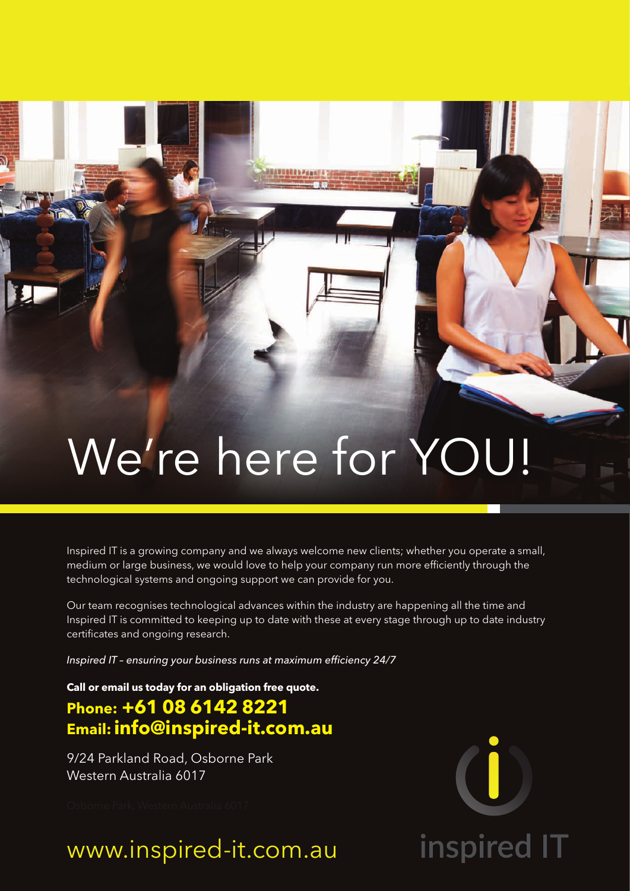# We're here for YOU!

Inspired IT is a growing company and we always welcome new clients; whether you operate a small, medium or large business, we would love to help your company run more efficiently through the technological systems and ongoing support we can provide for you.

Our team recognises technological advances within the industry are happening all the time and Inspired IT is committed to keeping up to date with these at every stage through up to date industry certificates and ongoing research.

*Inspired IT – ensuring your business runs at maximum efficiency 24/7*

**Call or email us today for an obligation free quote.**

**Phone: +61 08 6142 8221**
**Email: info@inspired-it.com.au**

9/24 Parkland Road, Osborne Park
Western Australia 6017

Osborne Park, Western Australia 6017

www.inspired-it.com.au

inspired IT